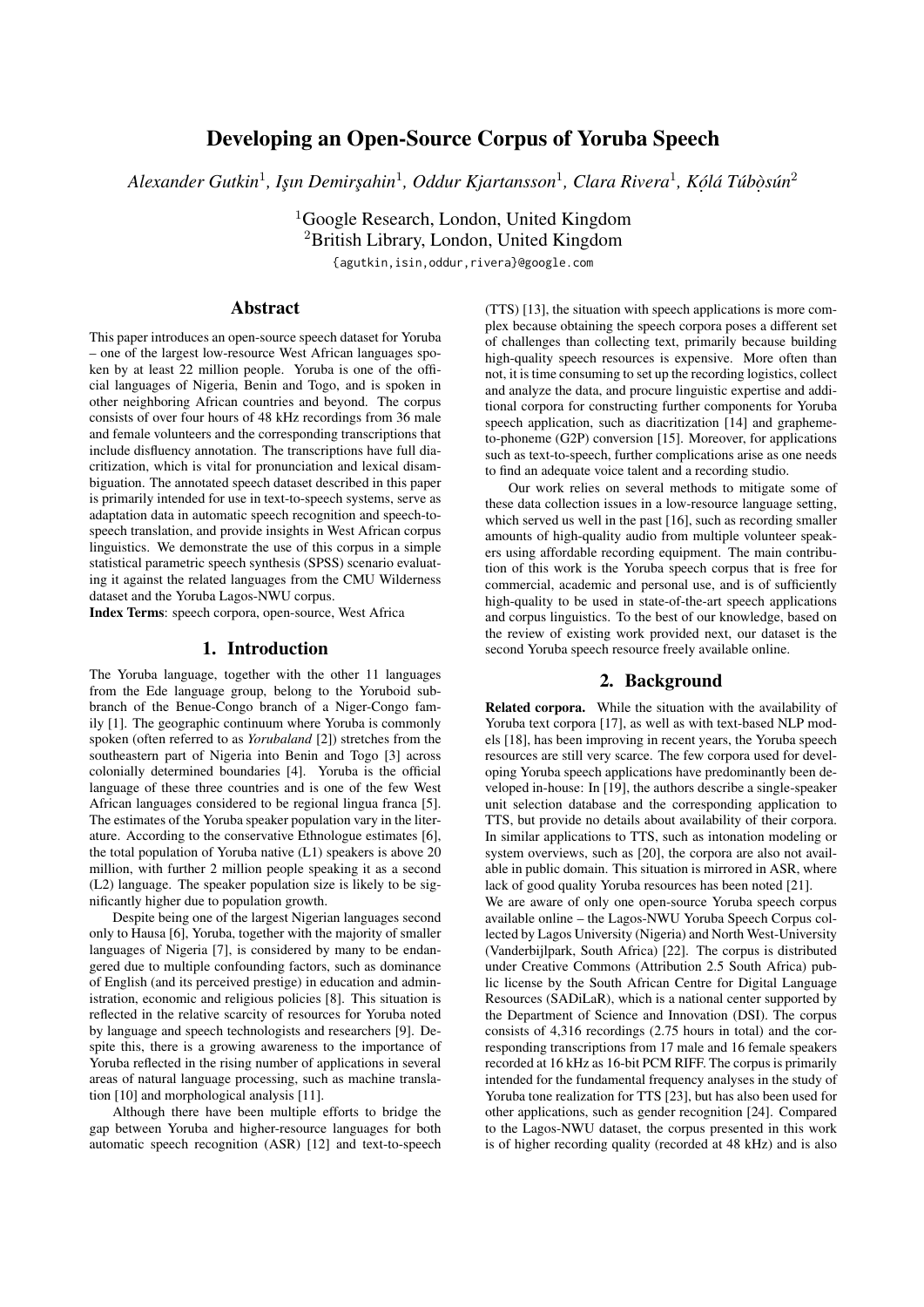# Developing an Open-Source Corpus of Yoruba Speech

*Alexander Gutkin[1], Işın Demirşahin[1], Oddur Kjartansson[1], Clara Rivera[1], Kọ́lá Túbọ̀sún[2]*

[1]Google Research, London, United Kingdom
[2]British Library, London, United Kingdom

{agutkin,isin,oddur,rivera}@google.com

## Abstract

This paper introduces an open-source speech dataset for Yoruba – one of the largest low-resource West African languages spoken by at least 22 million people. Yoruba is one of the official languages of Nigeria, Benin and Togo, and is spoken in other neighboring African countries and beyond. The corpus consists of over four hours of 48 kHz recordings from 36 male and female volunteers and the corresponding transcriptions that include disfluency annotation. The transcriptions have full diacritization, which is vital for pronunciation and lexical disambiguation. The annotated speech dataset described in this paper is primarily intended for use in text-to-speech systems, serve as adaptation data in automatic speech recognition and speech-to-speech translation, and provide insights in West African corpus linguistics. We demonstrate the use of this corpus in a simple statistical parametric speech synthesis (SPSS) scenario evaluating it against the related languages from the CMU Wilderness dataset and the Yoruba Lagos-NWU corpus.

**Index Terms**: speech corpora, open-source, West Africa

## 1. Introduction

The Yoruba language, together with the other 11 languages from the Ede language group, belong to the Yoruboid subbranch of the Benue-Congo branch of a Niger-Congo family [1]. The geographic continuum where Yoruba is commonly spoken (often referred to as *Yorubaland* [2]) stretches from the southeastern part of Nigeria into Benin and Togo [3] across colonially determined boundaries [4]. Yoruba is the official language of these three countries and is one of the few West African languages considered to be regional lingua franca [5]. The estimates of the Yoruba speaker population vary in the literature. According to the conservative Ethnologue estimates [6], the total population of Yoruba native (L1) speakers is above 20 million, with further 2 million people speaking it as a second (L2) language. The speaker population size is likely to be significantly higher due to population growth.

Despite being one of the largest Nigerian languages second only to Hausa [6], Yoruba, together with the majority of smaller languages of Nigeria [7], is considered by many to be endangered due to multiple confounding factors, such as dominance of English (and its perceived prestige) in education and administration, economic and religious policies [8]. This situation is reflected in the relative scarcity of resources for Yoruba noted by language and speech technologists and researchers [9]. Despite this, there is a growing awareness to the importance of Yoruba reflected in the rising number of applications in several areas of natural language processing, such as machine translation [10] and morphological analysis [11].

Although there have been multiple efforts to bridge the gap between Yoruba and higher-resource languages for both automatic speech recognition (ASR) [12] and text-to-speech (TTS) [13], the situation with speech applications is more complex because obtaining the speech corpora poses a different set of challenges than collecting text, primarily because building high-quality speech resources is expensive. More often than not, it is time consuming to set up the recording logistics, collect and analyze the data, and procure linguistic expertise and additional corpora for constructing further components for Yoruba speech application, such as diacritization [14] and grapheme-to-phoneme (G2P) conversion [15]. Moreover, for applications such as text-to-speech, further complications arise as one needs to find an adequate voice talent and a recording studio.

Our work relies on several methods to mitigate some of these data collection issues in a low-resource language setting, which served us well in the past [16], such as recording smaller amounts of high-quality audio from multiple volunteer speakers using affordable recording equipment. The main contribution of this work is the Yoruba speech corpus that is free for commercial, academic and personal use, and is of sufficiently high-quality to be used in state-of-the-art speech applications and corpus linguistics. To the best of our knowledge, based on the review of existing work provided next, our dataset is the second Yoruba speech resource freely available online.

## 2. Background

**Related corpora.** While the situation with the availability of Yoruba text corpora [17], as well as with text-based NLP models [18], has been improving in recent years, the Yoruba speech resources are still very scarce. The few corpora used for developing Yoruba speech applications have predominantly been developed in-house: In [19], the authors describe a single-speaker unit selection database and the corresponding application to TTS, but provide no details about availability of their corpora. In similar applications to TTS, such as intonation modeling or system overviews, such as [20], the corpora are also not available in public domain. This situation is mirrored in ASR, where lack of good quality Yoruba resources has been noted [21].

We are aware of only one open-source Yoruba speech corpus available online – the Lagos-NWU Yoruba Speech Corpus collected by Lagos University (Nigeria) and North West-University (Vanderbijlpark, South Africa) [22]. The corpus is distributed under Creative Commons (Attribution 2.5 South Africa) public license by the South African Centre for Digital Language Resources (SADiLaR), which is a national center supported by the Department of Science and Innovation (DSI). The corpus consists of 4,316 recordings (2.75 hours in total) and the corresponding transcriptions from 17 male and 16 female speakers recorded at 16 kHz as 16-bit PCM RIFF. The corpus is primarily intended for the fundamental frequency analyses in the study of Yoruba tone realization for TTS [23], but has also been used for other applications, such as gender recognition [24]. Compared to the Lagos-NWU dataset, the corpus presented in this work is of higher recording quality (recorded at 48 kHz) and is also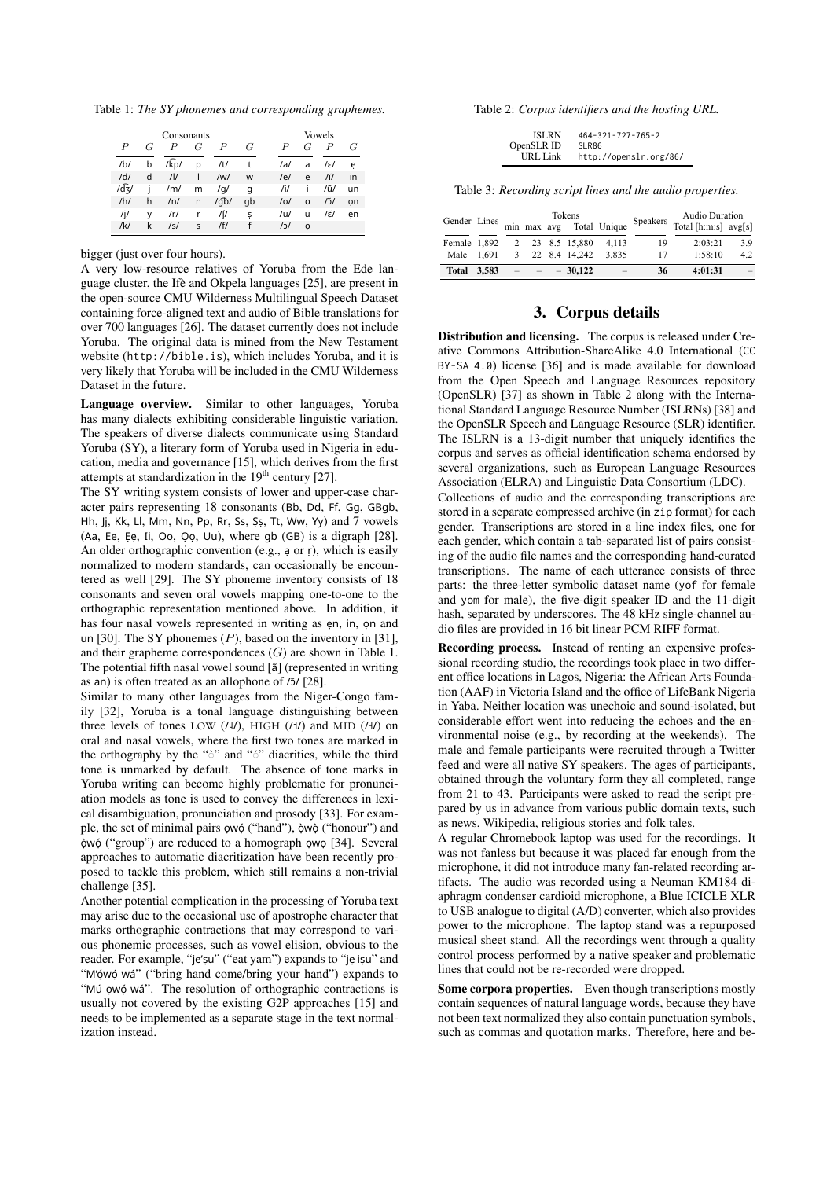Table 1: *The SY phonemes and corresponding graphemes.*

| Consonants | | | | | | Vowels | | | |
|---|---|---|---|---|---|---|---|---|---|
| *P* | *G* | *P* | *G* | *P* | *G* | *P* | *G* | *P* | *G* |
| /b/ | b | /k͡p/ | p | /t/ | t | /a/ | a | /ɛ/ | ẹ |
| /d/ | d | /l/ | l | /w/ | w | /e/ | e | /ĩ/ | in |
| /d͡ʒ/ | j | /m/ | m | /g/ | g | /i/ | i | /ũ/ | un |
| /h/ | h | /n/ | n | /g͡b/ | gb | /o/ | o | /ɔ̃/ | ọn |
| /j/ | y | /r/ | r | /ʃ/ | ṣ | /u/ | u | /ɛ̃/ | ẹn |
| /k/ | k | /s/ | s | /f/ | f | /ɔ/ | ọ | | |

bigger (just over four hours).

A very low-resource relatives of Yoruba from the Ede language cluster, the Ifè and Okpela languages [25], are present in the open-source CMU Wilderness Multilingual Speech Dataset containing force-aligned text and audio of Bible translations for over 700 languages [26]. The dataset currently does not include Yoruba. The original data is mined from the New Testament website (http://bible.is), which includes Yoruba, and it is very likely that Yoruba will be included in the CMU Wilderness Dataset in the future.

**Language overview.** Similar to other languages, Yoruba has many dialects exhibiting considerable linguistic variation. The speakers of diverse dialects communicate using Standard Yoruba (SY), a literary form of Yoruba used in Nigeria in education, media and governance [15], which derives from the first attempts at standardization in the 19th century [27].

The SY writing system consists of lower and upper-case character pairs representing 18 consonants (Bb, Dd, Ff, Gg, GBgb, Hh, Jj, Kk, Ll, Mm, Nn, Pp, Rr, Ss, Ṣṣ, Tt, Ww, Yy) and 7 vowels (Aa, Ee, Ẹẹ, Ii, Oo, Ọọ, Uu), where gb (GB) is a digraph [28]. An older orthographic convention (e.g., a̩ or r̩), which is easily normalized to modern standards, can occasionally be encountered as well [29]. The SY phoneme inventory consists of 18 consonants and seven oral vowels mapping one-to-one to the orthographic representation mentioned above. In addition, it has four nasal vowels represented in writing as ẹn, in, ọn and un [30]. The SY phonemes ($P$), based on the inventory in [31], and their grapheme correspondences ($G$) are shown in Table 1. The potential fifth nasal vowel sound [ã] (represented in writing as an) is often treated as an allophone of /ɔ̃/ [28].

Similar to many other languages from the Niger-Congo family [32], Yoruba is a tonal language distinguishing between three levels of tones LOW (/˩/), HIGH (/˥/) and MID (/˧/) on oral and nasal vowels, where the first two tones are marked in the orthography by the "̀" and "́" diacritics, while the third tone is unmarked by default. The absence of tone marks in Yoruba writing can become highly problematic for pronunciation models as tone is used to convey the differences in lexical disambiguation, pronunciation and prosody [33]. For example, the set of minimal pairs ọwọ́ ("hand"), ọ̀wọ̀ ("honour") and ọ̀wọ́ ("group") are reduced to a homograph ọwọ [34]. Several approaches to automatic diacritization have been recently proposed to tackle this problem, which still remains a non-trivial challenge [35].

Another potential complication in the processing of Yoruba text may arise due to the occasional use of apostrophe character that marks orthographic contractions that may correspond to various phonemic processes, such as vowel elision, obvious to the reader. For example, "jẹ'ṣu" ("eat yam") expands to "jẹ iṣu" and "M'ọ́wọ́ wá" ("bring hand come/bring your hand") expands to "Mú ọwọ́ wá". The resolution of orthographic contractions is usually not covered by the existing G2P approaches [15] and needs to be implemented as a separate stage in the text normalization instead.

Table 2: *Corpus identifiers and the hosting URL.*

| | |
|---|---|
| ISLRN | 464-321-727-765-2 |
| OpenSLR ID | SLR86 |
| URL Link | http://openslr.org/86/ |

Table 3: *Recording script lines and the audio properties.*

| Gender | Lines | Tokens | | | | | Speakers | Audio Duration | |
|---|---|---|---|---|---|---|---|---|---|
| | | min | max | avg | Total | Unique | | Total [h:m:s] | avg[s] |
| Female | 1,892 | 2 | 23 | 8.5 | 15,880 | 4,113 | 19 | 2:03:21 | 3.9 |
| Male | 1,691 | 3 | 22 | 8.4 | 14,242 | 3,835 | 17 | 1:58:10 | 4.2 |
| **Total** | **3,583** | – | – | – | **30,122** | – | **36** | **4:01:31** | – |

## 3. Corpus details

**Distribution and licensing.** The corpus is released under Creative Commons Attribution-ShareAlike 4.0 International (CC BY-SA 4.0) license [36] and is made available for download from the Open Speech and Language Resources repository (OpenSLR) [37] as shown in Table 2 along with the International Standard Language Resource Number (ISLRNs) [38] and the OpenSLR Speech and Language Resource (SLR) identifier. The ISLRN is a 13-digit number that uniquely identifies the corpus and serves as official identification schema endorsed by several organizations, such as European Language Resources Association (ELRA) and Linguistic Data Consortium (LDC).

Collections of audio and the corresponding transcriptions are stored in a separate compressed archive (in zip format) for each gender. Transcriptions are stored in a line index files, one for each gender, which contain a tab-separated list of pairs consisting of the audio file names and the corresponding hand-curated transcriptions. The name of each utterance consists of three parts: the three-letter symbolic dataset name (yof for female and yom for male), the five-digit speaker ID and the 11-digit hash, separated by underscores. The 48 kHz single-channel audio files are provided in 16 bit linear PCM RIFF format.

**Recording process.** Instead of renting an expensive professional recording studio, the recordings took place in two different office locations in Lagos, Nigeria: the African Arts Foundation (AAF) in Victoria Island and the office of LifeBank Nigeria in Yaba. Neither location was unechoic and sound-isolated, but considerable effort went into reducing the echoes and the environmental noise (e.g., by recording at the weekends). The male and female participants were recruited through a Twitter feed and were all native SY speakers. The ages of participants, obtained through the voluntary form they all completed, range from 21 to 43. Participants were asked to read the script prepared by us in advance from various public domain texts, such as news, Wikipedia, religious stories and folk tales.

A regular Chromebook laptop was used for the recordings. It was not fanless but because it was placed far enough from the microphone, it did not introduce many fan-related recording artifacts. The audio was recorded using a Neuman KM184 diaphragm condenser cardioid microphone, a Blue ICICLE XLR to USB analogue to digital (A/D) converter, which also provides power to the microphone. The laptop stand was a repurposed musical sheet stand. All the recordings went through a quality control process performed by a native speaker and problematic lines that could not be re-recorded were dropped.

**Some corpora properties.** Even though transcriptions mostly contain sequences of natural language words, because they have not been text normalized they also contain punctuation symbols, such as commas and quotation marks. Therefore, here and be-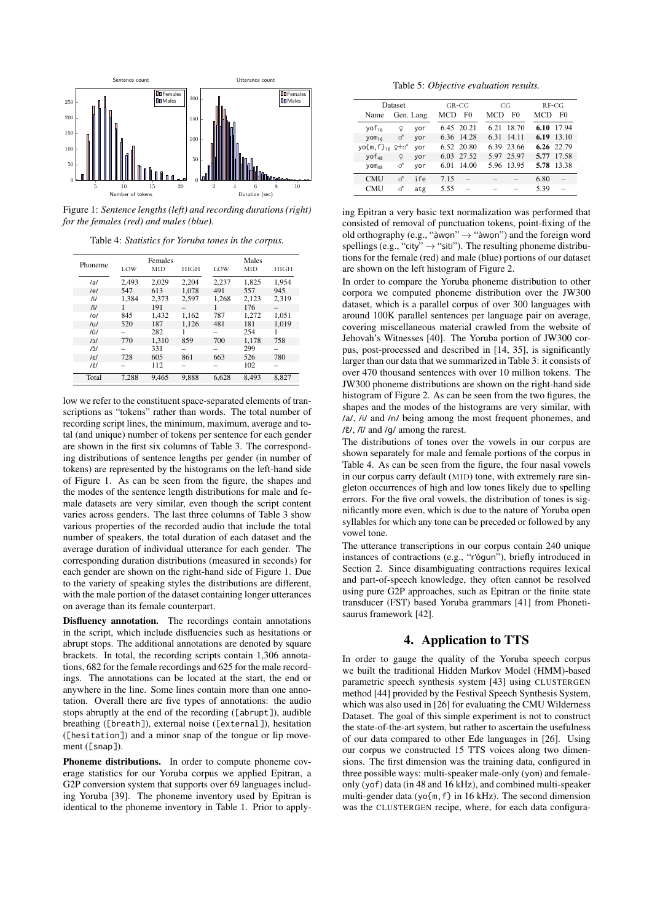Figure 1: *Sentence lengths (left) and recording durations (right) for the females (red) and males (blue).*

Table 4: *Statistics for Yoruba tones in the corpus.*

| Phoneme | Females | | | Males | | |
|---|---|---|---|---|---|---|
| | LOW | MID | HIGH | LOW | MID | HIGH |
| /a/ | 2,493 | 2,029 | 2,204 | 2,237 | 1,825 | 1,954 |
| /e/ | 547 | 613 | 1,078 | 491 | 557 | 945 |
| /i/ | 1,384 | 2,373 | 2,597 | 1,268 | 2,123 | 2,319 |
| /ĩ/ | 1 | 191 | – | 1 | 176 | – |
| /o/ | 845 | 1,432 | 1,162 | 787 | 1,272 | 1,051 |
| /u/ | 520 | 187 | 1,126 | 481 | 181 | 1,019 |
| /ũ/ | – | 282 | 1 | – | 254 | 1 |
| /ɔ/ | 770 | 1,310 | 859 | 700 | 1,178 | 758 |
| /ɔ̃/ | – | 331 | – | – | 299 | – |
| /ɛ/ | 728 | 605 | 861 | 663 | 526 | 780 |
| /ɛ̃/ | – | 112 | – | – | 102 | – |
| Total | 7,288 | 9,465 | 9,888 | 6,628 | 8,493 | 8,827 |

low we refer to the constituent space-separated elements of transcriptions as "tokens" rather than words. The total number of recording script lines, the minimum, maximum, average and total (and unique) number of tokens per sentence for each gender are shown in the first six columns of Table 3. The corresponding distributions of sentence lengths per gender (in number of tokens) are represented by the histograms on the left-hand side of Figure 1. As can be seen from the figure, the shapes and the modes of the sentence length distributions for male and female datasets are very similar, even though the script content varies across genders. The last three columns of Table 3 show various properties of the recorded audio that include the total number of speakers, the total duration of each dataset and the average duration of individual utterance for each gender. The corresponding duration distributions (measured in seconds) for each gender are shown on the right-hand side of Figure 1. Due to the variety of speaking styles the distributions are different, with the male portion of the dataset containing longer utterances on average than its female counterpart.

**Disfluency annotation.** The recordings contain annotations in the script, which include disfluencies such as hesitations or abrupt stops. The additional annotations are denoted by square brackets. In total, the recording scripts contain 1,306 annotations, 682 for the female recordings and 625 for the male recordings. The annotations can be located at the start, the end or anywhere in the line. Some lines contain more than one annotation. Overall there are five types of annotations: the audio stops abruptly at the end of the recording ([abrupt]), audible breathing ([breath]), external noise ([external]), hesitation ([hesitation]) and a minor snap of the tongue or lip movement ([snap]).

**Phoneme distributions.** In order to compute phoneme coverage statistics for our Yoruba corpus we applied Epitran, a G2P conversion system that supports over 69 languages including Yoruba [39]. The phoneme inventory used by Epitran is identical to the phoneme inventory in Table 1. Prior to applying Epitran a very basic text normalization was performed that consisted of removal of punctuation tokens, point-fixing of the old orthography (e.g., "àwọn" → "àwọn") and the foreign word spellings (e.g., "city" → "siti"). The resulting phoneme distributions for the female (red) and male (blue) portions of our dataset are shown on the left histogram of Figure 2.

Table 5: *Objective evaluation results.*

| Dataset | | | GR-CG | | CG | | RF-CG | |
|---|---|---|---|---|---|---|---|---|
| Name | Gen. | Lang. | MCD | F0 | MCD | F0 | MCD | F0 |
| $\mathrm{yof}_{16}$ | ♀ | yor | 6.45 | 20.21 | 6.21 | 18.70 | **6.10** | 17.94 |
| $\mathrm{yom}_{16}$ | ♂ | yor | 6.36 | 14.28 | 6.31 | 14.11 | **6.19** | 13.10 |
| $\mathrm{yo\{m,f\}}_{16}$ | ♀+♂ | yor | 6.52 | 20.80 | 6.39 | 23.66 | **6.26** | 22.79 |
| $\mathrm{yof}_{48}$ | ♀ | yor | 6.03 | 27.52 | 5.97 | 25.97 | **5.77** | 17.58 |
| $\mathrm{yom}_{48}$ | ♂ | yor | 6.01 | 14.00 | 5.96 | 13.95 | **5.78** | 13.38 |
| CMU | ♂ | ife | 7.15 | – | – | – | 6.80 | – |
| CMU | ♂ | atg | 5.55 | – | – | – | 5.39 | – |

In order to compare the Yoruba phoneme distribution to other corpora we computed phoneme distribution over the JW300 dataset, which is a parallel corpus of over 300 languages with around 100K parallel sentences per language pair on average, covering miscellaneous material crawled from the website of Jehovah's Witnesses [40]. The Yoruba portion of JW300 corpus, post-processed and described in [14, 35], is significantly larger than our data that we summarized in Table 3: it consists of over 470 thousand sentences with over 10 million tokens. The JW300 phoneme distributions are shown on the right-hand side histogram of Figure 2. As can be seen from the two figures, the shapes and the modes of the histograms are very similar, with /a/, /i/ and /n/ being among the most frequent phonemes, and /ɛ̃/, /ĩ/ and /g/ among the rarest.

The distributions of tones over the vowels in our corpus are shown separately for male and female portions of the corpus in Table 4. As can be seen from the figure, the four nasal vowels in our corpus carry default (MID) tone, with extremely rare singleton occurrences of high and low tones likely due to spelling errors. For the five oral vowels, the distribution of tones is significantly more even, which is due to the nature of Yoruba open syllables for which any tone can be preceded or followed by any vowel tone.

The utterance transcriptions in our corpus contain 240 unique instances of contractions (e.g., "r'ógun"), briefly introduced in Section 2. Since disambiguating contractions requires lexical and part-of-speech knowledge, they often cannot be resolved using pure G2P approaches, such as Epitran or the finite state transducer (FST) based Yoruba grammars [41] from Phonetisaurus framework [42].

## 4. Application to TTS

In order to gauge the quality of the Yoruba speech corpus we built the traditional Hidden Markov Model (HMM)-based parametric speech synthesis system [43] using CLUSTERGEN method [44] provided by the Festival Speech Synthesis System, which was also used in [26] for evaluating the CMU Wilderness Dataset. The goal of this simple experiment is not to construct the state-of-the-art system, but rather to ascertain the usefulness of our data compared to other Ede languages in [26]. Using our corpus we constructed 15 TTS voices along two dimensions. The first dimension was the training data, configured in three possible ways: multi-speaker male-only (yom) and female-only (yof) data (in 48 and 16 kHz), and combined multi-speaker multi-gender data (yo{m, f} in 16 kHz). The second dimension was the CLUSTERGEN recipe, where, for each data configura-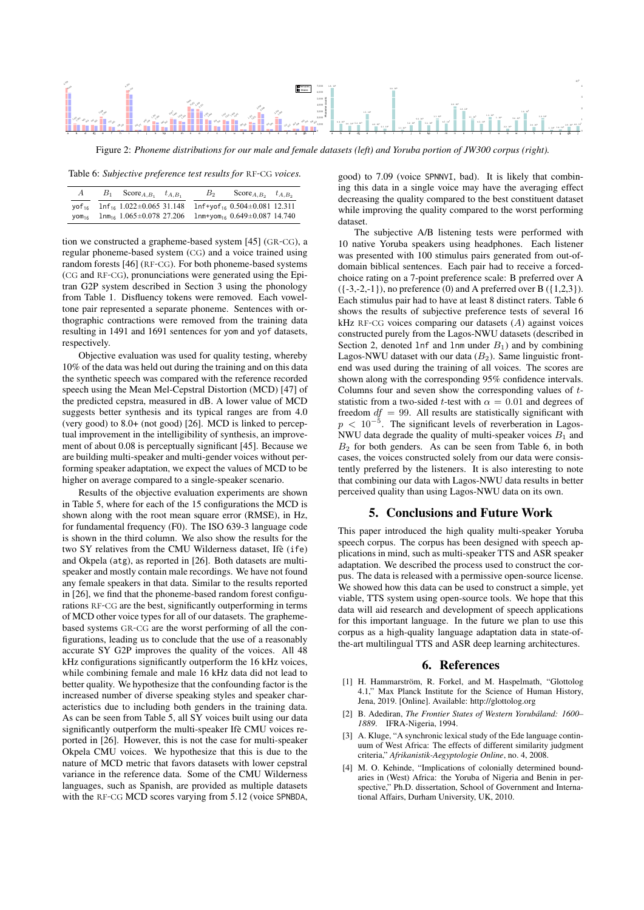Figure 2: *Phoneme distributions for our male and female datasets (left) and Yoruba portion of JW300 corpus (right).*

Table 6: *Subjective preference test results for* RF-CG *voices.*

| $A$ | $B_1$ | $\text{Score}_{A,B_1}$ | $t_{A,B_1}$ | $B_2$ | $\text{Score}_{A,B_2}$ | $t_{A,B_2}$ |
|---|---|---|---|---|---|---|
| $\texttt{yof}_{16}$ | $\texttt{lnf}_{16}$ | $1.022 \pm 0.065$ | 31.148 | $\texttt{lnf+yof}_{16}$ | $0.504 \pm 0.081$ | 12.311 |
| $\texttt{yom}_{16}$ | $\texttt{lnm}_{16}$ | $1.065 \pm 0.078$ | 27.206 | $\texttt{lnm+yom}_{16}$ | $0.649 \pm 0.087$ | 14.740 |

tion we constructed a grapheme-based system [45] (GR-CG), a regular phoneme-based system (CG) and a voice trained using random forests [46] (RF-CG). For both phoneme-based systems (CG and RF-CG), pronunciations were generated using the Epitran G2P system described in Section 3 using the phonology from Table 1. Disfluency tokens were removed. Each vowel-tone pair represented a separate phoneme. Sentences with orthographic contractions were removed from the training data resulting in 1491 and 1691 sentences for yom and yof datasets, respectively.

Objective evaluation was used for quality testing, whereby 10% of the data was held out during the training and on this data the synthetic speech was compared with the reference recorded speech using the Mean Mel-Cepstral Distortion (MCD) [47] of the predicted cepstra, measured in dB. A lower value of MCD suggests better synthesis and its typical ranges are from 4.0 (very good) to 8.0+ (not good) [26]. MCD is linked to perceptual improvement in the intelligibility of synthesis, an improvement of about 0.08 is perceptually significant [45]. Because we are building multi-speaker and multi-gender voices without performing speaker adaptation, we expect the values of MCD to be higher on average compared to a single-speaker scenario.

Results of the objective evaluation experiments are shown in Table 5, where for each of the 15 configurations the MCD is shown along with the root mean square error (RMSE), in Hz, for fundamental frequency (F0). The ISO 639-3 language code is shown in the third column. We also show the results for the two SY relatives from the CMU Wilderness dataset, Ifè (ife) and Okpela (atg), as reported in [26]. Both datasets are multi-speaker and mostly contain male recordings. We have not found any female speakers in that data. Similar to the results reported in [26], we find that the phoneme-based random forest configurations RF-CG are the best, significantly outperforming in terms of MCD other voice types for all of our datasets. The grapheme-based systems GR-CG are the worst performing of all the configurations, leading us to conclude that the use of a reasonably accurate SY G2P improves the quality of the voices. All 48 kHz configurations significantly outperform the 16 kHz voices, while combining female and male 16 kHz data did not lead to better quality. We hypothesize that the confounding factor is the increased number of diverse speaking styles and speaker characteristics due to including both genders in the training data. As can be seen from Table 5, all SY voices built using our data significantly outperform the multi-speaker Ifè CMU voices reported in [26]. However, this is not the case for multi-speaker Okpela CMU voices. We hypothesize that this is due to the nature of MCD metric that favors datasets with lower cepstral variance in the reference data. Some of the CMU Wilderness languages, such as Spanish, are provided as multiple datasets with the RF-CG MCD scores varying from 5.12 (voice SPNBDA, good) to 7.09 (voice SPNNVI, bad). It is likely that combining this data in a single voice may have the averaging effect decreasing the quality compared to the best constituent dataset while improving the quality compared to the worst performing dataset.

The subjective A/B listening tests were performed with 10 native Yoruba speakers using headphones. Each listener was presented with 100 stimulus pairs generated from out-of-domain biblical sentences. Each pair had to receive a forced-choice rating on a 7-point preference scale: B preferred over A ({-3,-2,-1}), no preference (0) and A preferred over B ({1,2,3}). Each stimulus pair had to have at least 8 distinct raters. Table 6 shows the results of subjective preference tests of several 16 kHz RF-CG voices comparing our datasets ($A$) against voices constructed purely from the Lagos-NWU datasets (described in Section 2, denoted lnf and lnm under $B_1$) and by combining Lagos-NWU dataset with our data ($B_2$). Same linguistic front-end was used during the training of all voices. The scores are shown along with the corresponding 95% confidence intervals. Columns four and seven show the corresponding values of $t$-statistic from a two-sided $t$-test with $\alpha = 0.01$ and degrees of freedom $df = 99$. All results are statistically significant with $p < 10^{-5}$. The significant levels of reverberation in Lagos-NWU data degrade the quality of multi-speaker voices $B_1$ and $B_2$ for both genders. As can be seen from Table 6, in both cases, the voices constructed solely from our data were consistently preferred by the listeners. It is also interesting to note that combining our data with Lagos-NWU data results in better perceived quality than using Lagos-NWU data on its own.

## 5. Conclusions and Future Work

This paper introduced the high quality multi-speaker Yoruba speech corpus. The corpus has been designed with speech applications in mind, such as multi-speaker TTS and ASR speaker adaptation. We described the process used to construct the corpus. The data is released with a permissive open-source license. We showed how this data can be used to construct a simple, yet viable, TTS system using open-source tools. We hope that this data will aid research and development of speech applications for this important language. In the future we plan to use this corpus as a high-quality language adaptation data in state-of-the-art multilingual TTS and ASR deep learning architectures.

## 6. References

[1] H. Hammarström, R. Forkel, and M. Haspelmath, "Glottolog 4.1," Max Planck Institute for the Science of Human History, Jena, 2019. [Online]. Available: http://glottolog.org

[2] B. Adediran, *The Frontier States of Western Yorubáland: 1600–1889*. IFRA-Nigeria, 1994.

[3] A. Kluge, "A synchronic lexical study of the Ede language continuum of West Africa: The effects of different similarity judgment criteria," *Afrikanistik-Aegyptologie Online*, no. 4, 2008.

[4] M. O. Kehinde, "Implications of colonially determined boundaries in (West) Africa: the Yoruba of Nigeria and Benin in perspective," Ph.D. dissertation, School of Government and International Affairs, Durham University, UK, 2010.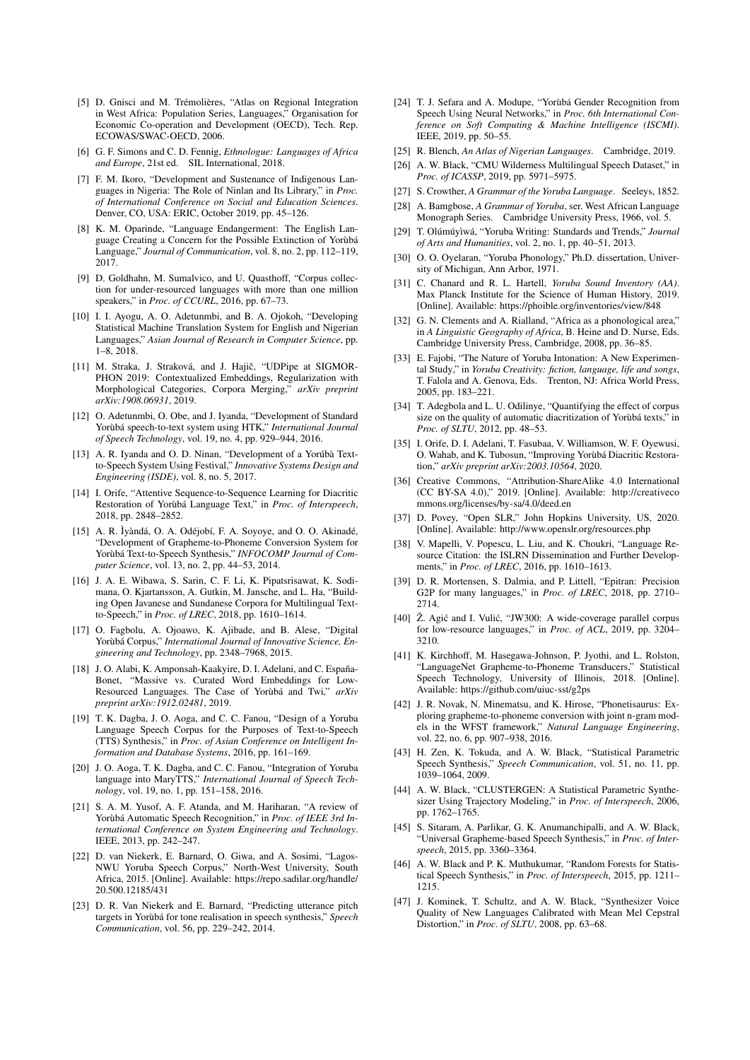[5] D. Gnisci and M. Trémolières, "Atlas on Regional Integration in West Africa: Population Series, Languages," Organisation for Economic Co-operation and Development (OECD), Tech. Rep. ECOWAS/SWAC-OECD, 2006.

[6] G. F. Simons and C. D. Fennig, *Ethnologue: Languages of Africa and Europe*, 21st ed. SIL International, 2018.

[7] F. M. Ikoro, "Development and Sustenance of Indigenous Languages in Nigeria: The Role of Ninlan and Its Library," in *Proc. of International Conference on Social and Education Sciences*. Denver, CO, USA: ERIC, October 2019, pp. 45–126.

[8] K. M. Oparinde, "Language Endangerment: The English Language Creating a Concern for the Possible Extinction of Yorùbá Language," *Journal of Communication*, vol. 8, no. 2, pp. 112–119, 2017.

[9] D. Goldhahn, M. Sumalvico, and U. Quasthoff, "Corpus collection for under-resourced languages with more than one million speakers," in *Proc. of CCURL*, 2016, pp. 67–73.

[10] I. I. Ayogu, A. O. Adetunmbi, and B. A. Ojokoh, "Developing Statistical Machine Translation System for English and Nigerian Languages," *Asian Journal of Research in Computer Science*, pp. 1–8, 2018.

[11] M. Straka, J. Straková, and J. Hajič, "UDPipe at SIGMORPHON 2019: Contextualized Embeddings, Regularization with Morphological Categories, Corpora Merging," *arXiv preprint arXiv:1908.06931*, 2019.

[12] O. Adetunmbi, O. Obe, and J. Iyanda, "Development of Standard Yorùbá speech-to-text system using HTK," *International Journal of Speech Technology*, vol. 19, no. 4, pp. 929–944, 2016.

[13] A. R. Iyanda and O. D. Ninan, "Development of a Yorúbà Text-to-Speech System Using Festival," *Innovative Systems Design and Engineering (ISDE)*, vol. 8, no. 5, 2017.

[14] I. Orife, "Attentive Sequence-to-Sequence Learning for Diacritic Restoration of Yorùbá Language Text," in *Proc. of Interspeech*, 2018, pp. 2848–2852.

[15] A. R. Ìyàndá, O. A. Odéjobí, F. A. Soyoye, and O. O. Akinadé, "Development of Grapheme-to-Phoneme Conversion System for Yorùbá Text-to-Speech Synthesis," *INFOCOMP Journal of Computer Science*, vol. 13, no. 2, pp. 44–53, 2014.

[16] J. A. E. Wibawa, S. Sarin, C. F. Li, K. Pipatsrisawat, K. Sodimana, O. Kjartansson, A. Gutkin, M. Jansche, and L. Ha, "Building Open Javanese and Sundanese Corpora for Multilingual Text-to-Speech," in *Proc. of LREC*, 2018, pp. 1610–1614.

[17] O. Fagbolu, A. Ojoawo, K. Ajibade, and B. Alese, "Digital Yorùbá Corpus," *International Journal of Innovative Science, Engineering and Technology*, pp. 2348–7968, 2015.

[18] J. O. Alabi, K. Amponsah-Kaakyire, D. I. Adelani, and C. España-Bonet, "Massive vs. Curated Word Embeddings for Low-Resourced Languages. The Case of Yorùbá and Twi," *arXiv preprint arXiv:1912.02481*, 2019.

[19] T. K. Dagba, J. O. Aoga, and C. C. Fanou, "Design of a Yoruba Language Speech Corpus for the Purposes of Text-to-Speech (TTS) Synthesis," in *Proc. of Asian Conference on Intelligent Information and Database Systems*, 2016, pp. 161–169.

[20] J. O. Aoga, T. K. Dagba, and C. C. Fanou, "Integration of Yoruba language into MaryTTS," *International Journal of Speech Technology*, vol. 19, no. 1, pp. 151–158, 2016.

[21] S. A. M. Yusof, A. F. Atanda, and M. Hariharan, "A review of Yorùbá Automatic Speech Recognition," in *Proc. of IEEE 3rd International Conference on System Engineering and Technology*. IEEE, 2013, pp. 242–247.

[22] D. van Niekerk, E. Barnard, O. Giwa, and A. Sosimi, "Lagos-NWU Yoruba Speech Corpus," North-West University, South Africa, 2015. [Online]. Available: https://repo.sadilar.org/handle/20.500.12185/431

[23] D. R. Van Niekerk and E. Barnard, "Predicting utterance pitch targets in Yorùbá for tone realisation in speech synthesis," *Speech Communication*, vol. 56, pp. 229–242, 2014.

[24] T. J. Sefara and A. Modupe, "Yorùbá Gender Recognition from Speech Using Neural Networks," in *Proc. 6th International Conference on Soft Computing & Machine Intelligence (ISCMI)*. IEEE, 2019, pp. 50–55.

[25] R. Blench, *An Atlas of Nigerian Languages*. Cambridge, 2019.

[26] A. W. Black, "CMU Wilderness Multilingual Speech Dataset," in *Proc. of ICASSP*, 2019, pp. 5971–5975.

[27] S. Crowther, *A Grammar of the Yoruba Language*. Seeleys, 1852.

[28] A. Bamgbose, *A Grammar of Yoruba*, ser. West African Language Monograph Series. Cambridge University Press, 1966, vol. 5.

[29] T. Olúmúyìwá, "Yoruba Writing: Standards and Trends," *Journal of Arts and Humanities*, vol. 2, no. 1, pp. 40–51, 2013.

[30] O. O. Oyelaran, "Yoruba Phonology," Ph.D. dissertation, University of Michigan, Ann Arbor, 1971.

[31] C. Chanard and R. L. Hartell, *Yoruba Sound Inventory (AA)*. Max Planck Institute for the Science of Human History, 2019. [Online]. Available: https://phoible.org/inventories/view/848

[32] G. N. Clements and A. Rialland, "Africa as a phonological area," in *A Linguistic Geography of Africa*, B. Heine and D. Nurse, Eds. Cambridge University Press, Cambridge, 2008, pp. 36–85.

[33] E. Fajobi, "The Nature of Yoruba Intonation: A New Experimental Study," in *Yoruba Creativity: fiction, language, life and songs*, T. Falola and A. Genova, Eds. Trenton, NJ: Africa World Press, 2005, pp. 183–221.

[34] T. Adegbola and L. U. Odilinye, "Quantifying the effect of corpus size on the quality of automatic diacritization of Yorùbá texts," in *Proc. of SLTU*, 2012, pp. 48–53.

[35] I. Orife, D. I. Adelani, T. Fasubaa, V. Williamson, W. F. Oyewusi, O. Wahab, and K. Tubosun, "Improving Yorùbá Diacritic Restoration," *arXiv preprint arXiv:2003.10564*, 2020.

[36] Creative Commons, "Attribution-ShareAlike 4.0 International (CC BY-SA 4.0)," 2019. [Online]. Available: http://creativecommons.org/licenses/by-sa/4.0/deed.en

[37] D. Povey, "Open SLR," John Hopkins University, US, 2020. [Online]. Available: http://www.openslr.org/resources.php

[38] V. Mapelli, V. Popescu, L. Liu, and K. Choukri, "Language Resource Citation: the ISLRN Dissemination and Further Developments," in *Proc. of LREC*, 2016, pp. 1610–1613.

[39] D. R. Mortensen, S. Dalmia, and P. Littell, "Epitran: Precision G2P for many languages," in *Proc. of LREC*, 2018, pp. 2710–2714.

[40] Ž. Agić and I. Vulić, "JW300: A wide-coverage parallel corpus for low-resource languages," in *Proc. of ACL*, 2019, pp. 3204–3210.

[41] K. Kirchhoff, M. Hasegawa-Johnson, P. Jyothi, and L. Rolston, "LanguageNet Grapheme-to-Phoneme Transducers," Statistical Speech Technology, University of Illinois, 2018. [Online]. Available: https://github.com/uiuc-sst/g2ps

[42] J. R. Novak, N. Minematsu, and K. Hirose, "Phonetisaurus: Exploring grapheme-to-phoneme conversion with joint n-gram models in the WFST framework," *Natural Language Engineering*, vol. 22, no. 6, pp. 907–938, 2016.

[43] H. Zen, K. Tokuda, and A. W. Black, "Statistical Parametric Speech Synthesis," *Speech Communication*, vol. 51, no. 11, pp. 1039–1064, 2009.

[44] A. W. Black, "CLUSTERGEN: A Statistical Parametric Synthesizer Using Trajectory Modeling," in *Proc. of Interspeech*, 2006, pp. 1762–1765.

[45] S. Sitaram, A. Parlikar, G. K. Anumanchipalli, and A. W. Black, "Universal Grapheme-based Speech Synthesis," in *Proc. of Interspeech*, 2015, pp. 3360–3364.

[46] A. W. Black and P. K. Muthukumar, "Random Forests for Statistical Speech Synthesis," in *Proc. of Interspeech*, 2015, pp. 1211–1215.

[47] J. Kominek, T. Schultz, and A. W. Black, "Synthesizer Voice Quality of New Languages Calibrated with Mean Mel Cepstral Distortion," in *Proc. of SLTU*, 2008, pp. 63–68.